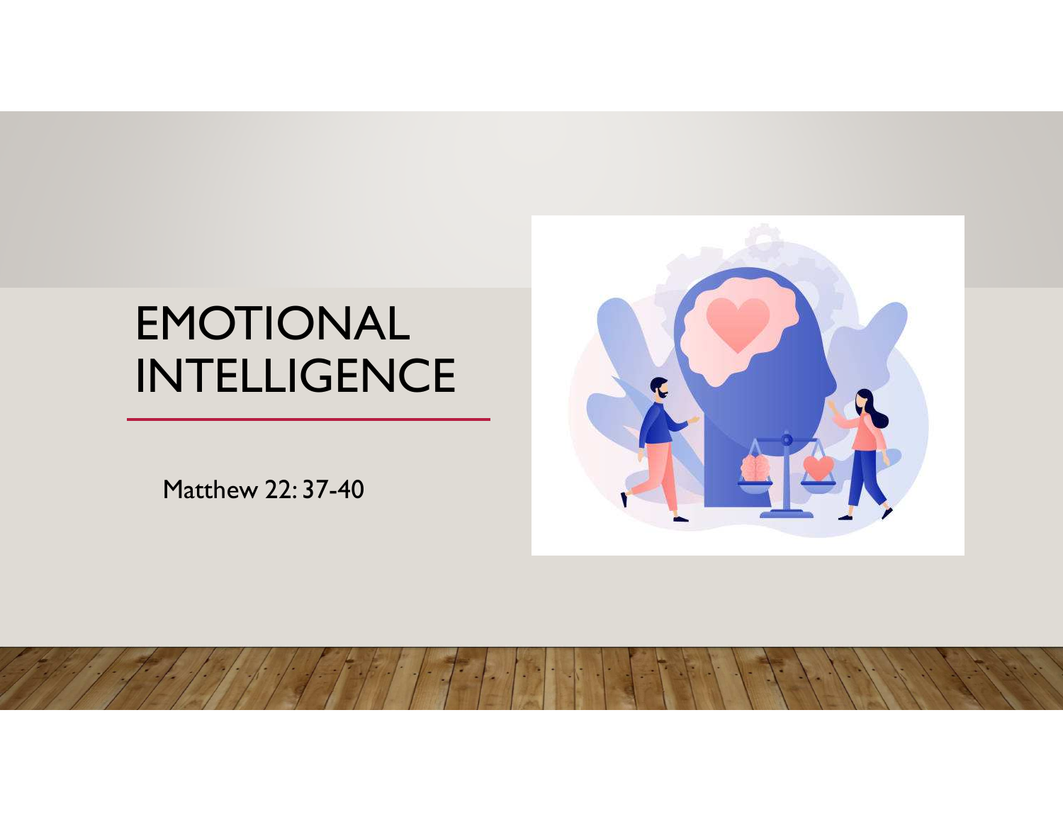# EMOTIONAL INTELLIGENCE

Matthew 22: 37-40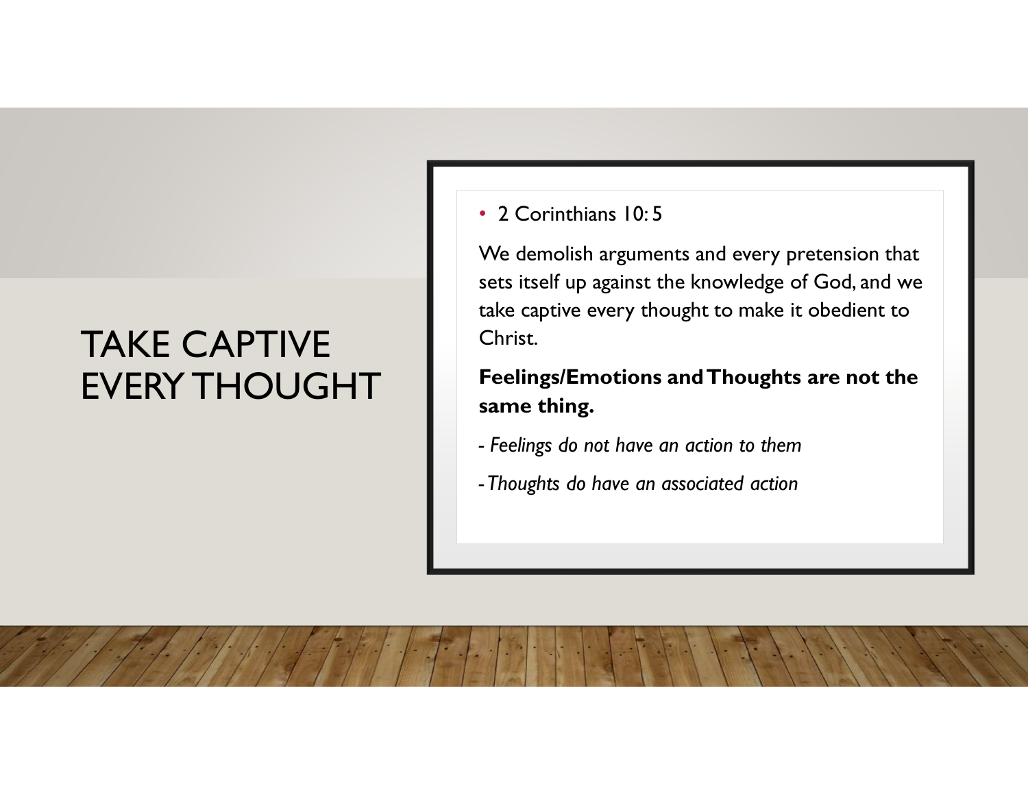# TAKE CAPTIVE EVERY THOUGHT

- 2 Corinthians 10: 5

We demolish arguments and every pretension that sets itself up against the knowledge of God, and we take captive every thought to make it obedient to Christ.

**Feelings/Emotions and Thoughts are not the same thing.**

*- Feelings do not have an action to them*

*- Thoughts do have an associated action*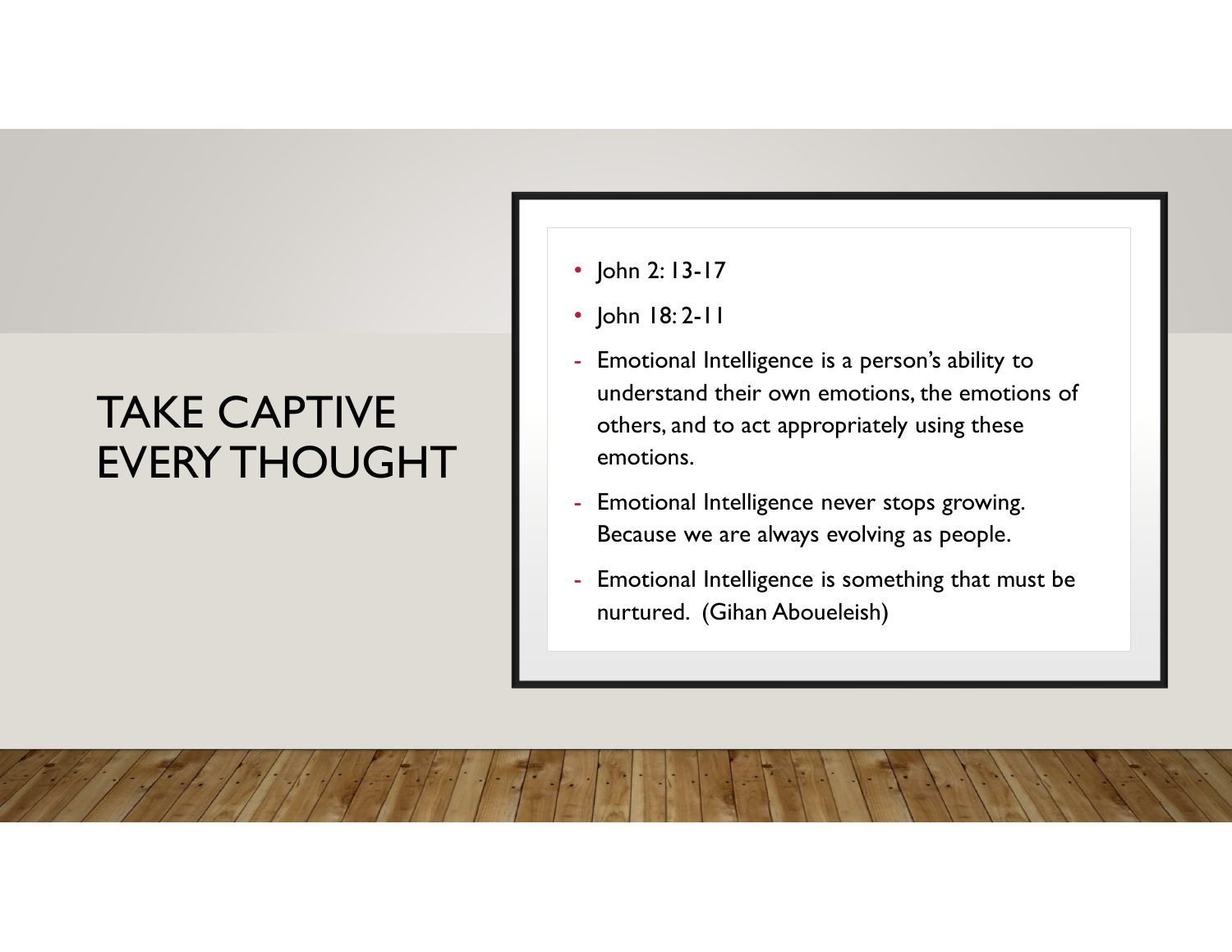# TAKE CAPTIVE EVERY THOUGHT

- John 2: 13-17
- John 18: 2-11

- Emotional Intelligence is a person's ability to understand their own emotions, the emotions of others, and to act appropriately using these emotions.
- Emotional Intelligence never stops growing. Because we are always evolving as people.
- Emotional Intelligence is something that must be nurtured. (Gihan Aboueleish)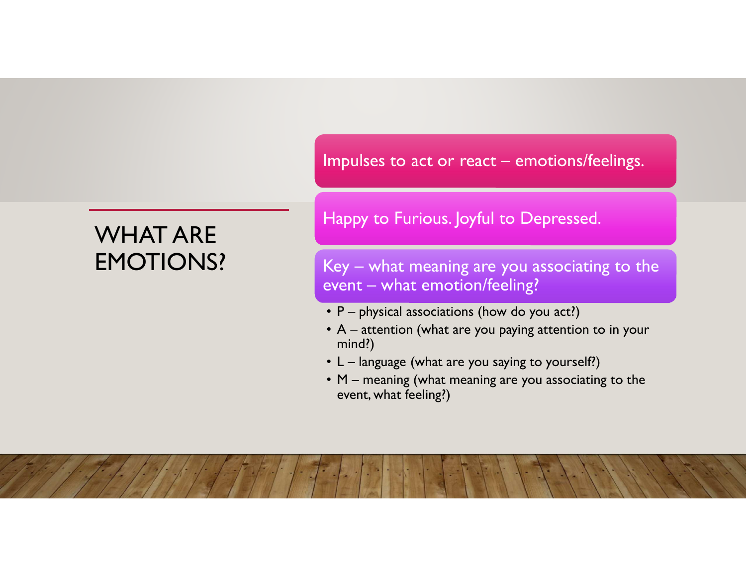# WHAT ARE EMOTIONS?

Impulses to act or react – emotions/feelings.

Happy to Furious. Joyful to Depressed.

Key – what meaning are you associating to the event – what emotion/feeling?

- P – physical associations (how do you act?)
- A – attention (what are you paying attention to in your mind?)
- L – language (what are you saying to yourself?)
- M – meaning (what meaning are you associating to the event, what feeling?)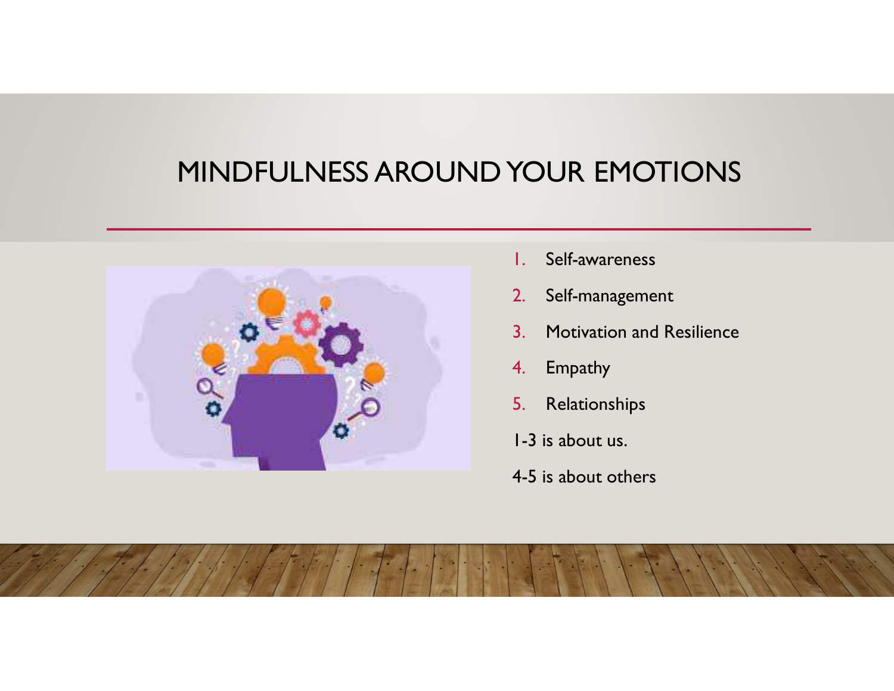# MINDFULNESS AROUND YOUR EMOTIONS

1. Self-awareness
2. Self-management
3. Motivation and Resilience
4. Empathy
5. Relationships

1-3 is about us.

4-5 is about others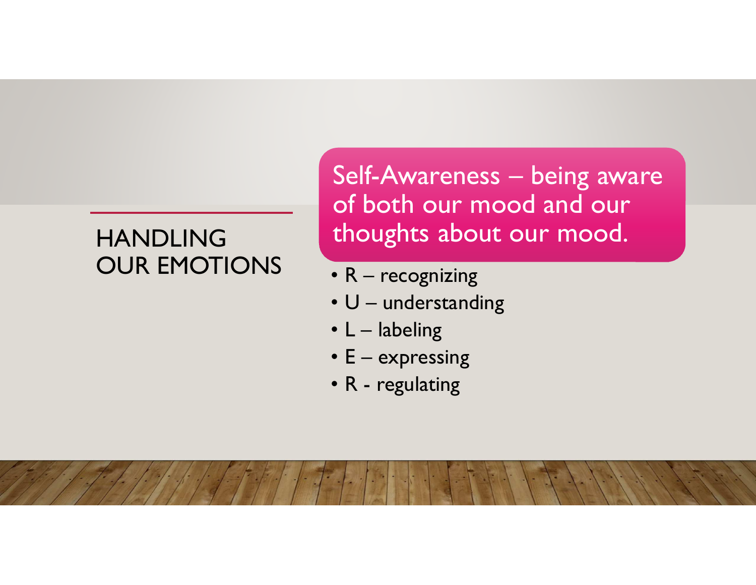# HANDLING OUR EMOTIONS

**Self-Awareness – being aware of both our mood and our thoughts about our mood.**

- R – recognizing
- U – understanding
- L – labeling
- E – expressing
- R - regulating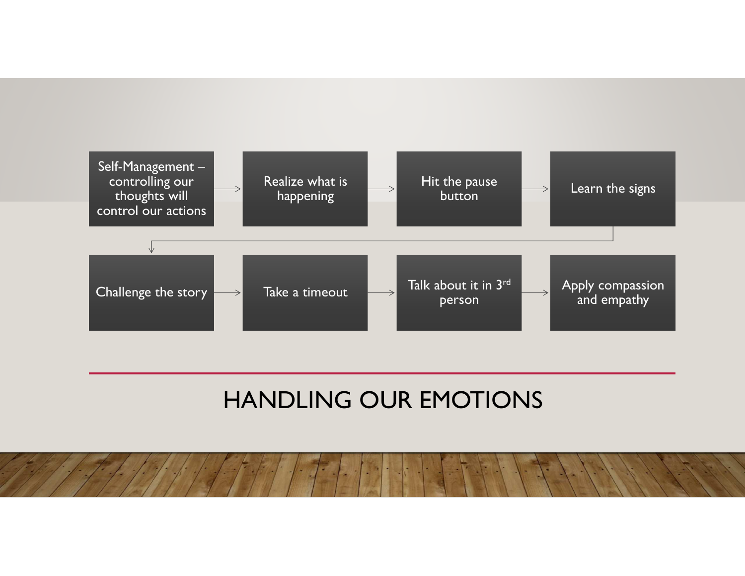# HANDLING OUR EMOTIONS

1. Self-Management – controlling our thoughts will control our actions
2. Realize what is happening
3. Hit the pause button
4. Learn the signs
5. Challenge the story
6. Take a timeout
7. Talk about it in 3rd person
8. Apply compassion and empathy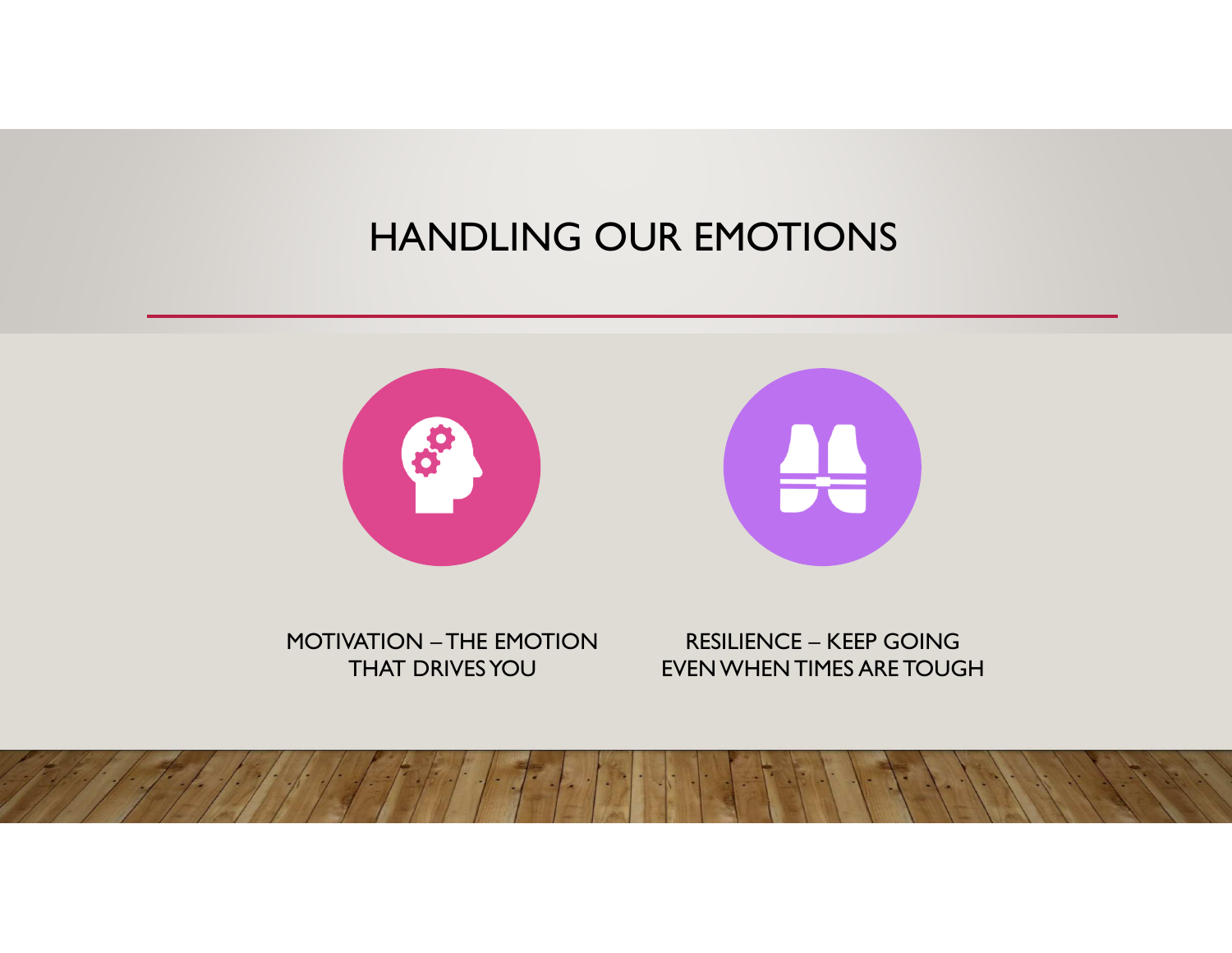# HANDLING OUR EMOTIONS

MOTIVATION – THE EMOTION THAT DRIVES YOU

RESILIENCE – KEEP GOING EVEN WHEN TIMES ARE TOUGH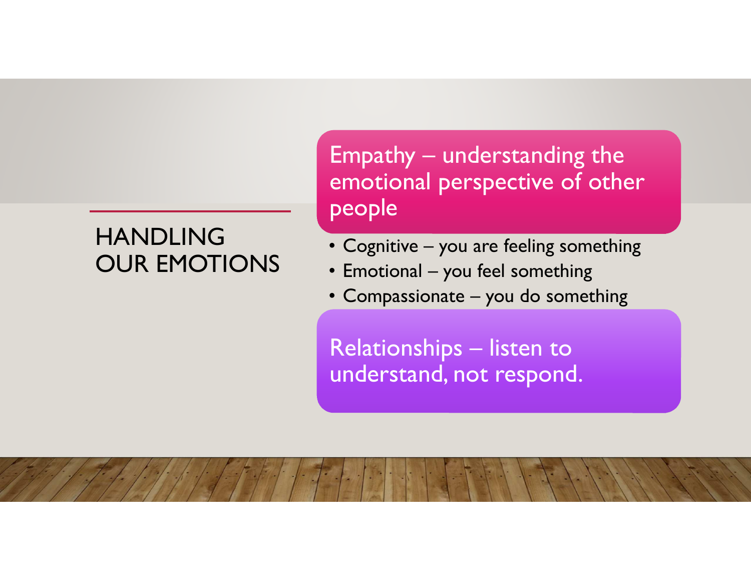# HANDLING OUR EMOTIONS

Empathy – understanding the emotional perspective of other people

- Cognitive – you are feeling something
- Emotional – you feel something
- Compassionate – you do something

Relationships – listen to understand, not respond.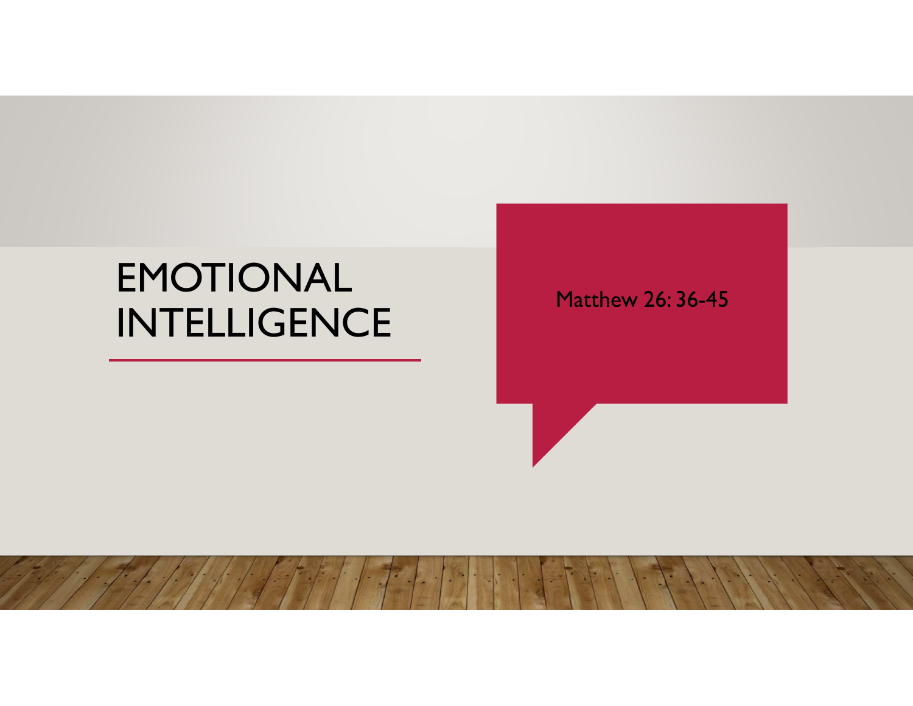# EMOTIONAL INTELLIGENCE

Matthew 26: 36-45